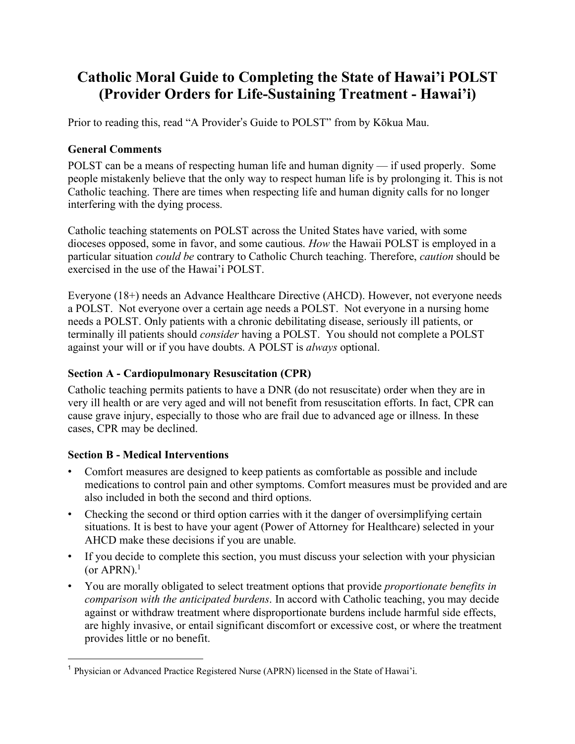# Catholic Moral Guide to Completing the State of Hawai'i POLST (Provider Orders for Life-Sustaining Treatment - Hawai'i)

Prior to reading this, read "A Provider's Guide to POLST" from by Kōkua Mau.

### General Comments

POLST can be a means of respecting human life and human dignity — if used properly. Some people mistakenly believe that the only way to respect human life is by prolonging it. This is not Catholic teaching. There are times when respecting life and human dignity calls for no longer interfering with the dying process.

Catholic teaching statements on POLST across the United States have varied, with some dioceses opposed, some in favor, and some cautious. *How* the Hawaii POLST is employed in a particular situation *could be* contrary to Catholic Church teaching. Therefore, *caution* should be exercised in the use of the Hawai'i POLST.

Everyone (18+) needs an Advance Healthcare Directive (AHCD). However, not everyone needs a POLST. Not everyone over a certain age needs a POLST. Not everyone in a nursing home needs a POLST. Only patients with a chronic debilitating disease, seriously ill patients, or terminally ill patients should *consider* having a POLST. You should not complete a POLST against your will or if you have doubts. A POLST is *always* optional.

### Section A - Cardiopulmonary Resuscitation (CPR)

Catholic teaching permits patients to have a DNR (do not resuscitate) order when they are in very ill health or are very aged and will not benefit from resuscitation efforts. In fact, CPR can cause grave injury, especially to those who are frail due to advanced age or illness. In these cases, CPR may be declined.

### Section B - Medical Interventions

- Comfort measures are designed to keep patients as comfortable as possible and include medications to control pain and other symptoms. Comfort measures must be provided and are also included in both the second and third options.
- Checking the second or third option carries with it the danger of oversimplifying certain situations. It is best to have your agent (Power of Attorney for Healthcare) selected in your AHCD make these decisions if you are unable.
- If you decide to complete this section, you must discuss your selection with your physician (or APRN).[1]
- You are morally obligated to select treatment options that provide *proportionate benefits in comparison with the anticipated burdens*. In accord with Catholic teaching, you may decide against or withdraw treatment where disproportionate burdens include harmful side effects, are highly invasive, or entail significant discomfort or excessive cost, or where the treatment provides little or no benefit.

---

[1] Physician or Advanced Practice Registered Nurse (APRN) licensed in the State of Hawai'i.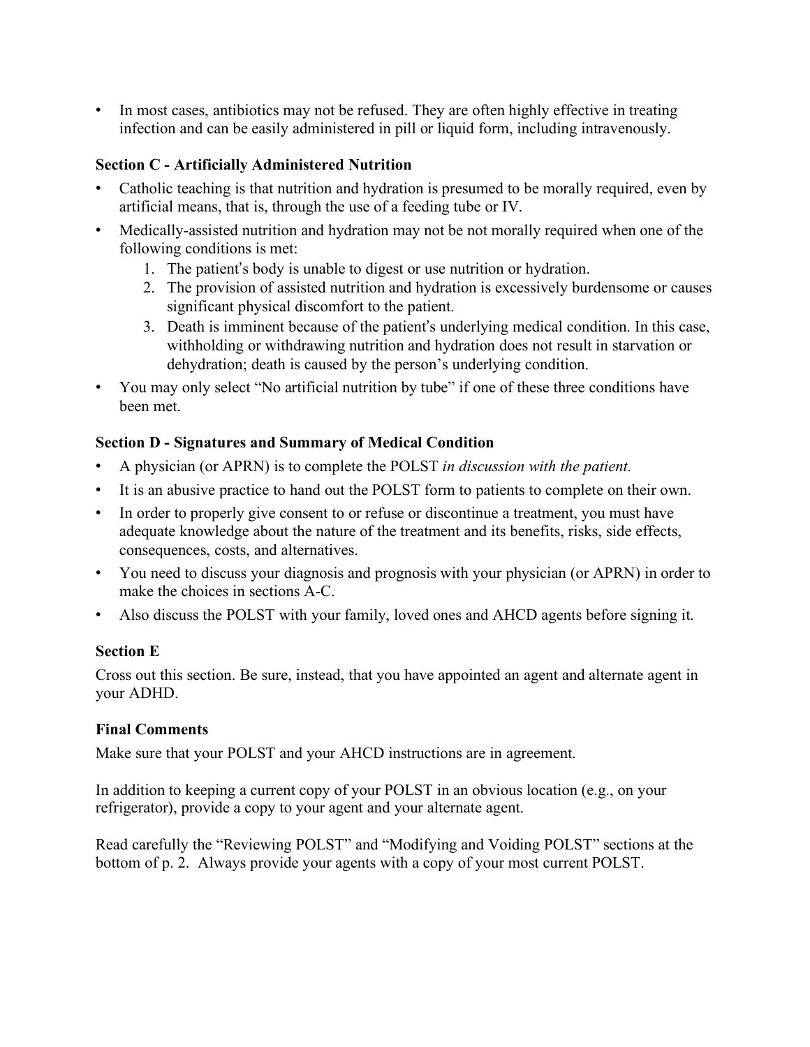- In most cases, antibiotics may not be refused. They are often highly effective in treating infection and can be easily administered in pill or liquid form, including intravenously.

**Section C - Artificially Administered Nutrition**

- Catholic teaching is that nutrition and hydration is presumed to be morally required, even by artificial means, that is, through the use of a feeding tube or IV.
- Medically-assisted nutrition and hydration may not be not morally required when one of the following conditions is met:
  1. The patient's body is unable to digest or use nutrition or hydration.
  2. The provision of assisted nutrition and hydration is excessively burdensome or causes significant physical discomfort to the patient.
  3. Death is imminent because of the patient's underlying medical condition. In this case, withholding or withdrawing nutrition and hydration does not result in starvation or dehydration; death is caused by the person's underlying condition.
- You may only select "No artificial nutrition by tube" if one of these three conditions have been met.

**Section D - Signatures and Summary of Medical Condition**

- A physician (or APRN) is to complete the POLST *in discussion with the patient.*
- It is an abusive practice to hand out the POLST form to patients to complete on their own.
- In order to properly give consent to or refuse or discontinue a treatment, you must have adequate knowledge about the nature of the treatment and its benefits, risks, side effects, consequences, costs, and alternatives.
- You need to discuss your diagnosis and prognosis with your physician (or APRN) in order to make the choices in sections A-C.
- Also discuss the POLST with your family, loved ones and AHCD agents before signing it.

**Section E**

Cross out this section. Be sure, instead, that you have appointed an agent and alternate agent in your ADHD.

**Final Comments**

Make sure that your POLST and your AHCD instructions are in agreement.

In addition to keeping a current copy of your POLST in an obvious location (e.g., on your refrigerator), provide a copy to your agent and your alternate agent.

Read carefully the "Reviewing POLST" and "Modifying and Voiding POLST" sections at the bottom of p. 2. Always provide your agents with a copy of your most current POLST.